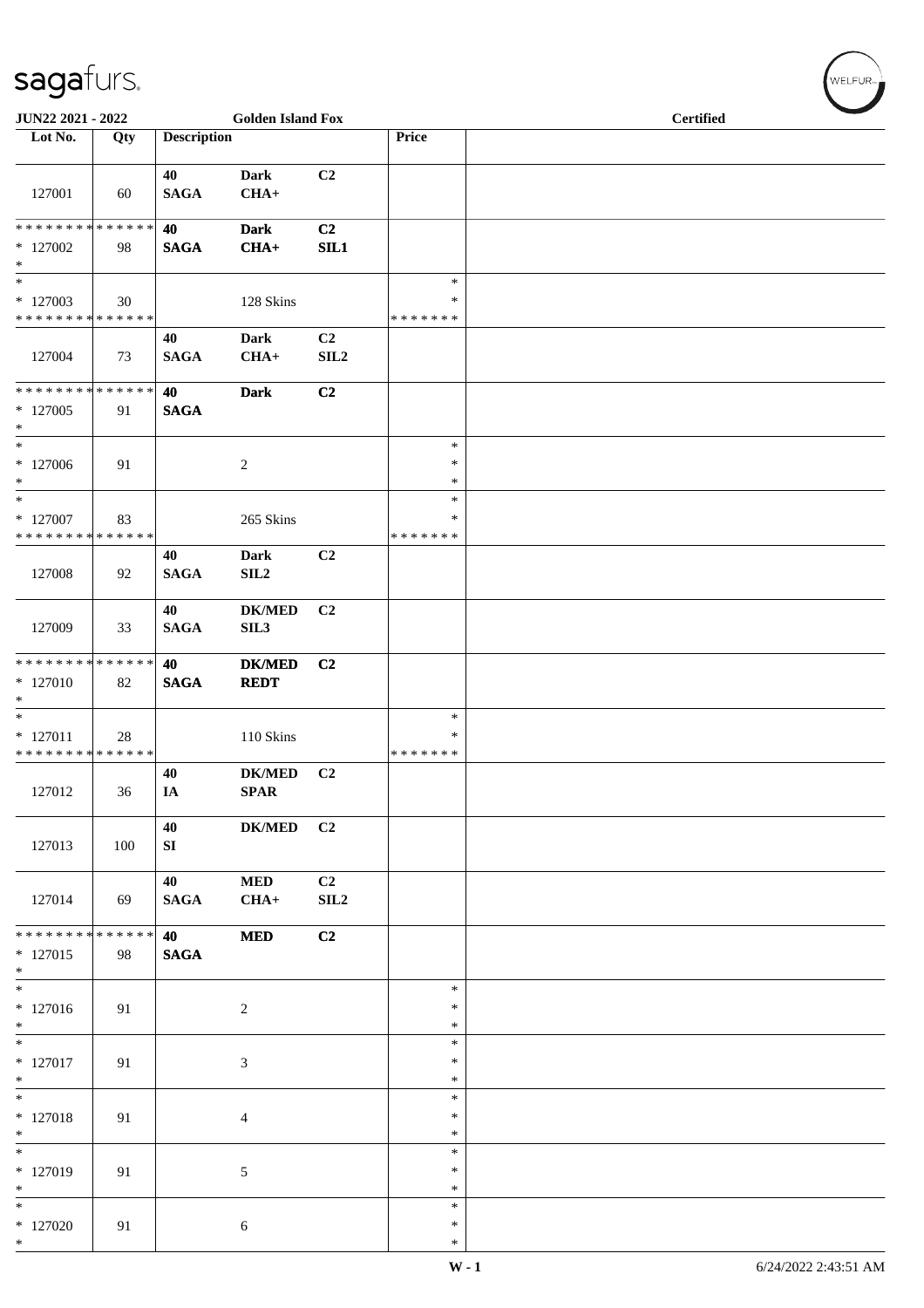JUN22 2021 - 2022 — Golden Island Fox — Certified

| Lot No. | Qty | Description | | | Price | |
|---|---|---|---|---|---|---|
| 127001 | 60 | 40 SAGA | Dark CHA+ | C2 | | |
| * * * * * * * * * * * * * * 127002 * | 98 | 40 SAGA | Dark CHA+ | C2 SIL1 | | |
| * 127003 * * * * * * * * * * * * * * | 30 | | 128 Skins | | * * * * * * * * * | |
| 127004 | 73 | 40 SAGA | Dark CHA+ | C2 SIL2 | | |
| * * * * * * * * * * * * * * 127005 * | 91 | 40 SAGA | Dark | C2 | | |
| * 127006 * | 91 | | 2 | | * * * | |
| * 127007 * * * * * * * * * * * * * * | 83 | | 265 Skins | | * * * * * * * * * | |
| 127008 | 92 | 40 SAGA | Dark SIL2 | C2 | | |
| 127009 | 33 | 40 SAGA | DK/MED SIL3 | C2 | | |
| * * * * * * * * * * * * * * 127010 * | 82 | 40 SAGA | DK/MED REDT | C2 | | |
| * 127011 * * * * * * * * * * * * * * | 28 | | 110 Skins | | * * * * * * * * * | |
| 127012 | 36 | 40 IA | DK/MED SPAR | C2 | | |
| 127013 | 100 | 40 SI | DK/MED | C2 | | |
| 127014 | 69 | 40 SAGA | MED CHA+ | C2 SIL2 | | |
| * * * * * * * * * * * * * * 127015 * | 98 | 40 SAGA | MED | C2 | | |
| * 127016 * | 91 | | 2 | | * * * | |
| * 127017 * | 91 | | 3 | | * * * | |
| * 127018 * | 91 | | 4 | | * * * | |
| * 127019 * | 91 | | 5 | | * * * | |
| * 127020 * | 91 | | 6 | | * * * | |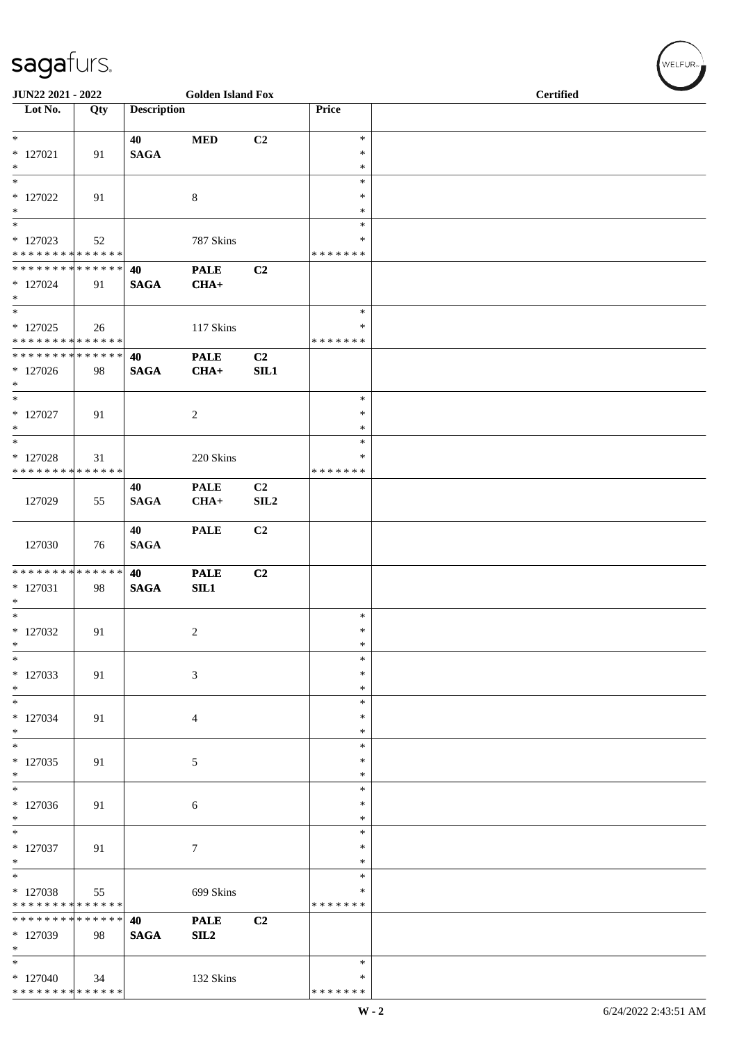JUN22 2021 - 2022 | Golden Island Fox | Certified

| Lot No. | Qty | Description | | | Price | |
|---|---|---|---|---|---|---|
| * 127021 * | 91 | 40 SAGA | MED | C2 | * * * | |
| * 127022 * | 91 | | 8 | | * * * | |
| * 127023 * * * * * * * * * * * * * * | 52 | | 787 Skins | | * * * * * * * * | |
| * * * * * * * * * * * * * * 127024 * | 91 | 40 SAGA | PALE CHA+ | C2 | | |
| * 127025 * * * * * * * * * * * * * * | 26 | | 117 Skins | | * * * * * * * * | |
| * * * * * * * * * * * * * * 127026 * | 98 | 40 SAGA | PALE CHA+ | C2 SIL1 | | |
| * 127027 * | 91 | | 2 | | * * * | |
| * 127028 * * * * * * * * * * * * * * | 31 | | 220 Skins | | * * * * * * * * | |
| 127029 | 55 | 40 SAGA | PALE CHA+ | C2 SIL2 | | |
| 127030 | 76 | 40 SAGA | PALE | C2 | | |
| * * * * * * * * * * * * * * 127031 * | 98 | 40 SAGA | PALE SIL1 | C2 | | |
| * 127032 * | 91 | | 2 | | * * * | |
| * 127033 * | 91 | | 3 | | * * * | |
| * 127034 * | 91 | | 4 | | * * * | |
| * 127035 * | 91 | | 5 | | * * * | |
| * 127036 * | 91 | | 6 | | * * * | |
| * 127037 * | 91 | | 7 | | * * * | |
| * 127038 * * * * * * * * * * * * * * | 55 | | 699 Skins | | * * * * * * * * | |
| * * * * * * * * * * * * * * 127039 * | 98 | 40 SAGA | PALE SIL2 | C2 | | |
| * 127040 * * * * * * * * * * * * * * | 34 | | 132 Skins | | * * * * * * * * | |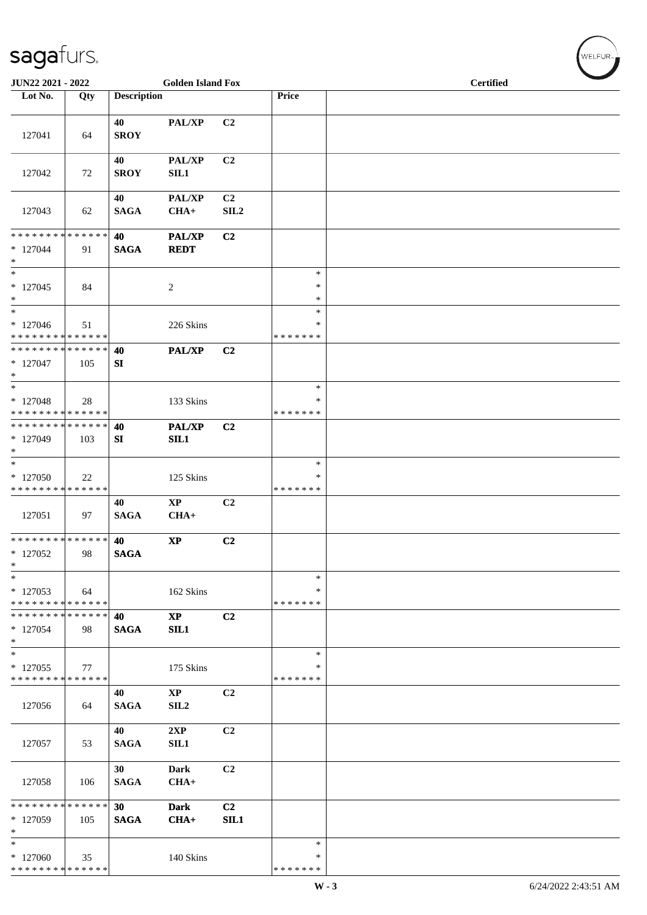JUN22 2021 - 2022 | Golden Island Fox | Certified

| Lot No. | Qty | Description | | | Price | |
|---|---|---|---|---|---|---|
| 127041 | 64 | 40 SROY | PAL/XP | C2 | | |
| 127042 | 72 | 40 SROY | PAL/XP SIL1 | C2 | | |
| 127043 | 62 | 40 SAGA | PAL/XP CHA+ | C2 SIL2 | | |
| * * * * * * * * * * * * * * * 127044 * | 91 | 40 SAGA | PAL/XP REDT | C2 | | |
| * * 127045 * | 84 | | 2 | | * * * | |
| * * 127046 * * * * * * * * * * * * * * | 51 | | 226 Skins | | * * * * * * * * * | |
| * * * * * * * * * * * * * * * 127047 * | 105 | 40 SI | PAL/XP | C2 | | |
| * * 127048 * * * * * * * * * * * * * * | 28 | | 133 Skins | | * * * * * * * * | |
| * * * * * * * * * * * * * * * 127049 * | 103 | 40 SI | PAL/XP SIL1 | C2 | | |
| * * 127050 * * * * * * * * * * * * * * | 22 | | 125 Skins | | * * * * * * * * | |
| 127051 | 97 | 40 SAGA | XP CHA+ | C2 | | |
| * * * * * * * * * * * * * * * 127052 * | 98 | 40 SAGA | XP | C2 | | |
| * * 127053 * * * * * * * * * * * * * * | 64 | | 162 Skins | | * * * * * * * * | |
| * * * * * * * * * * * * * * * 127054 * | 98 | 40 SAGA | XP SIL1 | C2 | | |
| * * 127055 * * * * * * * * * * * * * * | 77 | | 175 Skins | | * * * * * * * * | |
| 127056 | 64 | 40 SAGA | XP SIL2 | C2 | | |
| 127057 | 53 | 40 SAGA | 2XP SIL1 | C2 | | |
| 127058 | 106 | 30 SAGA | Dark CHA+ | C2 | | |
| * * * * * * * * * * * * * * * 127059 * | 105 | 30 SAGA | Dark CHA+ | C2 SIL1 | | |
| * * 127060 * * * * * * * * * * * * * * | 35 | | 140 Skins | | * * * * * * * * | |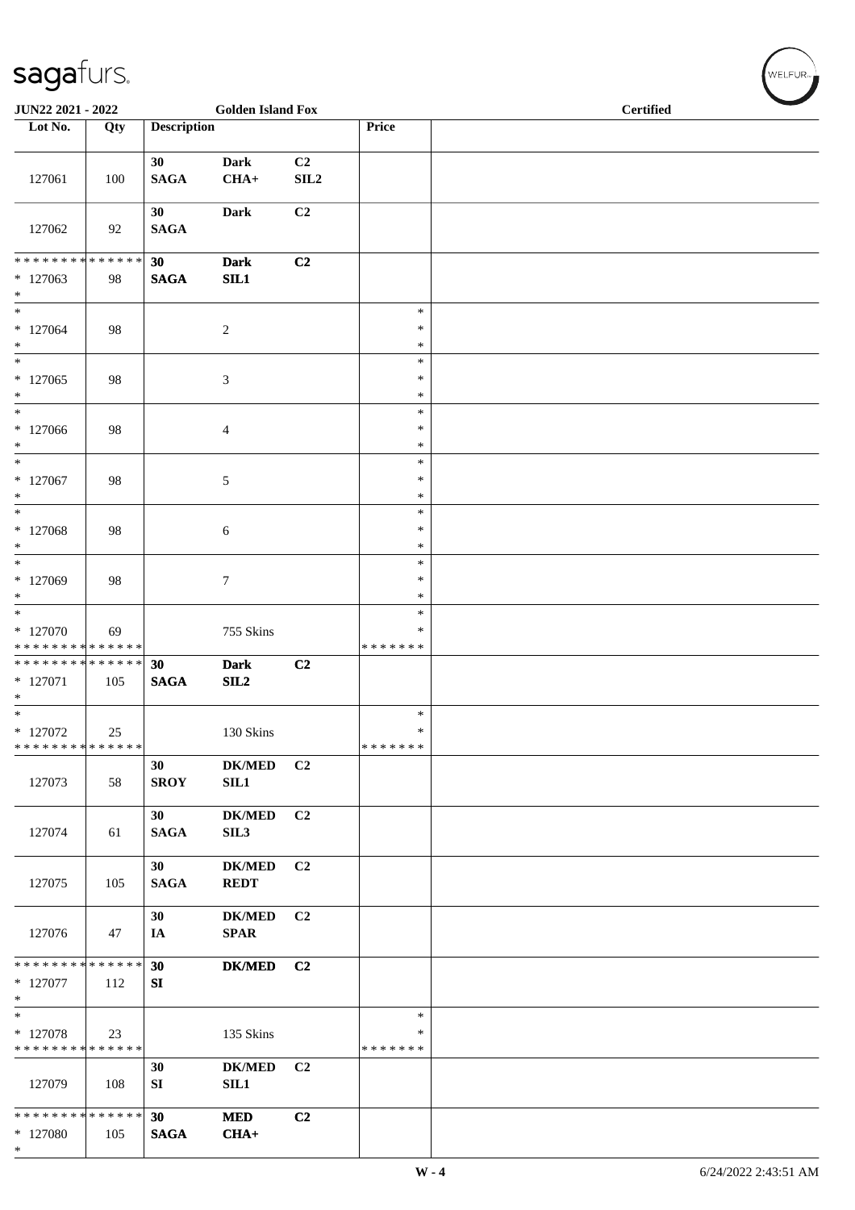JUN22 2021 - 2022 Golden Island Fox Certified

| Lot No. | Qty | Description | | | Price | |
|---|---|---|---|---|---|---|
| 127061 | 100 | 30 SAGA | Dark CHA+ | C2 SIL2 | | |
| 127062 | 92 | 30 SAGA | Dark | C2 | | |
| * * * * * * * * * * * * * * 127063 * | 98 | 30 SAGA | Dark SIL1 | C2 | | |
| * * 127064 * | 98 | | 2 | | * * * | |
| * * 127065 * | 98 | | 3 | | * * * | |
| * * 127066 * | 98 | | 4 | | * * * | |
| * * 127067 * | 98 | | 5 | | * * * | |
| * * 127068 * | 98 | | 6 | | * * * | |
| * * 127069 * | 98 | | 7 | | * * * | |
| * * 127070 * * * * * * * * * * * * * * | 69 | | 755 Skins | | * * * * * * * * * | |
| * * * * * * * * * * * * * * 127071 * | 105 | 30 SAGA | Dark SIL2 | C2 | | |
| * * 127072 * * * * * * * * * * * * * * | 25 | | 130 Skins | | * * * * * * * * * | |
| 127073 | 58 | 30 SROY | DK/MED SIL1 | C2 | | |
| 127074 | 61 | 30 SAGA | DK/MED SIL3 | C2 | | |
| 127075 | 105 | 30 SAGA | DK/MED REDT | C2 | | |
| 127076 | 47 | 30 IA | DK/MED SPAR | C2 | | |
| * * * * * * * * * * * * * * 127077 * | 112 | 30 SI | DK/MED | C2 | | |
| * * 127078 * * * * * * * * * * * * * * | 23 | | 135 Skins | | * * * * * * * * * | |
| 127079 | 108 | 30 SI | DK/MED SIL1 | C2 | | |
| * * * * * * * * * * * * * * 127080 * | 105 | 30 SAGA | MED CHA+ | C2 | | |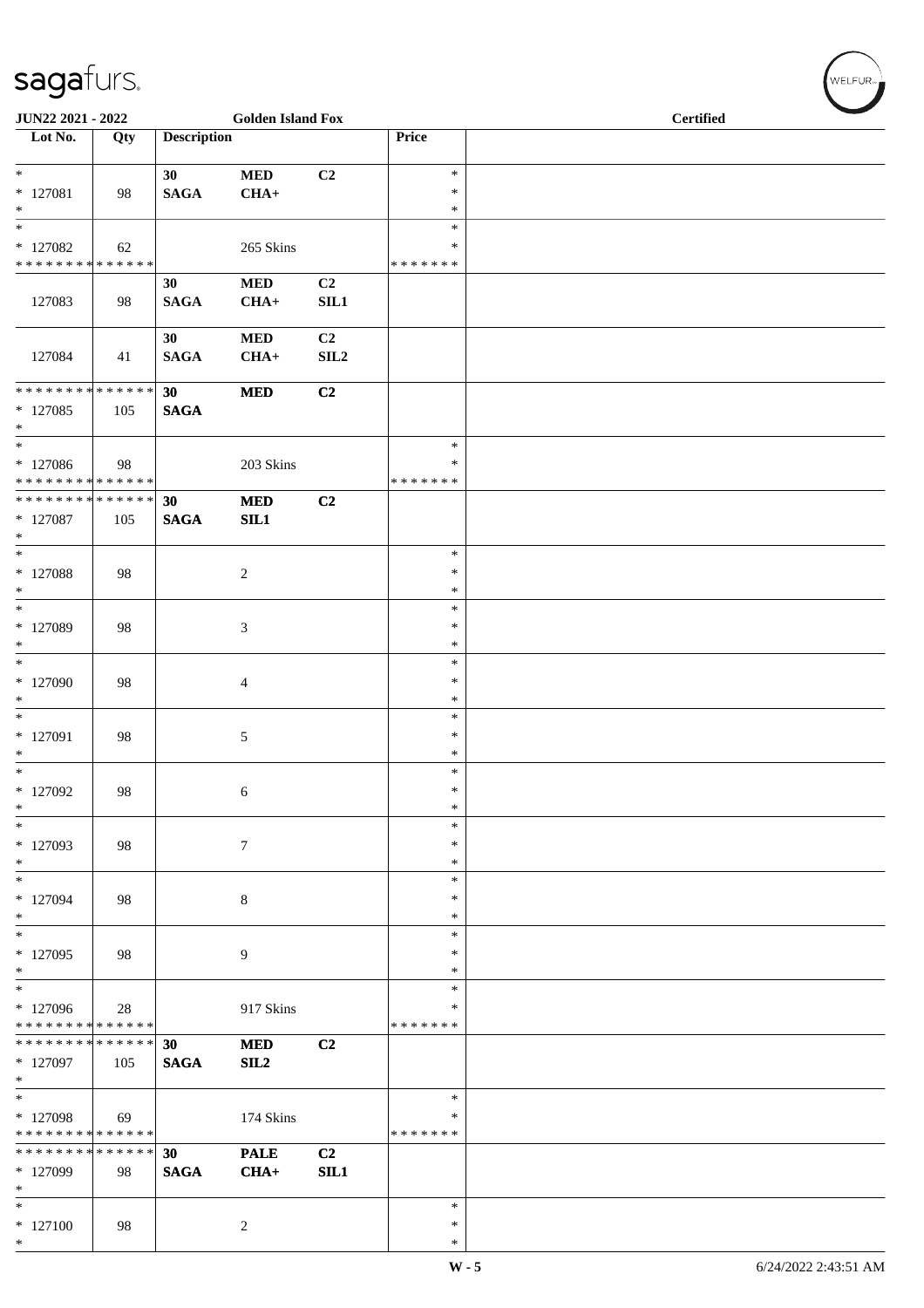**JUN22 2021 - 2022** | **Golden Island Fox** | **Certified**

| Lot No. | Qty | Description | | | Price | |
|---|---|---|---|---|---|---|
| * <br> * 127081 <br> * | 98 | 30 <br> SAGA | MED <br> CHA+ | C2 | * <br> * <br> * | |
| * <br> * 127082 <br> * * * * * * * * * * * * * * | 62 | | 265 Skins | | * <br> * <br> * * * * * * * | |
| 127083 | 98 | 30 <br> SAGA | MED <br> CHA+ | C2 <br> SIL1 | | |
| 127084 | 41 | 30 <br> SAGA | MED <br> CHA+ | C2 <br> SIL2 | | |
| * * * * * * * * * * * * * * <br> * 127085 <br> * | 105 | 30 <br> SAGA | MED | C2 | | |
| * <br> * 127086 <br> * * * * * * * * * * * * * * | 98 | | 203 Skins | | * <br> * <br> * * * * * * * | |
| * * * * * * * * * * * * * * <br> * 127087 <br> * | 105 | 30 <br> SAGA | MED <br> SIL1 | C2 | | |
| * <br> * 127088 <br> * | 98 | | 2 | | * <br> * <br> * | |
| * <br> * 127089 <br> * | 98 | | 3 | | * <br> * <br> * | |
| * <br> * 127090 <br> * | 98 | | 4 | | * <br> * <br> * | |
| * <br> * 127091 <br> * | 98 | | 5 | | * <br> * <br> * | |
| * <br> * 127092 <br> * | 98 | | 6 | | * <br> * <br> * | |
| * <br> * 127093 <br> * | 98 | | 7 | | * <br> * <br> * | |
| * <br> * 127094 <br> * | 98 | | 8 | | * <br> * <br> * | |
| * <br> * 127095 <br> * | 98 | | 9 | | * <br> * <br> * | |
| * <br> * 127096 <br> * * * * * * * * * * * * * * | 28 | | 917 Skins | | * <br> * <br> * * * * * * * | |
| * * * * * * * * * * * * * * <br> * 127097 <br> * | 105 | 30 <br> SAGA | MED <br> SIL2 | C2 | | |
| * <br> * 127098 <br> * * * * * * * * * * * * * * | 69 | | 174 Skins | | * <br> * <br> * * * * * * * | |
| * * * * * * * * * * * * * * <br> * 127099 <br> * | 98 | 30 <br> SAGA | PALE <br> CHA+ | C2 <br> SIL1 | | |
| * <br> * 127100 <br> * | 98 | | 2 | | * <br> * <br> * | |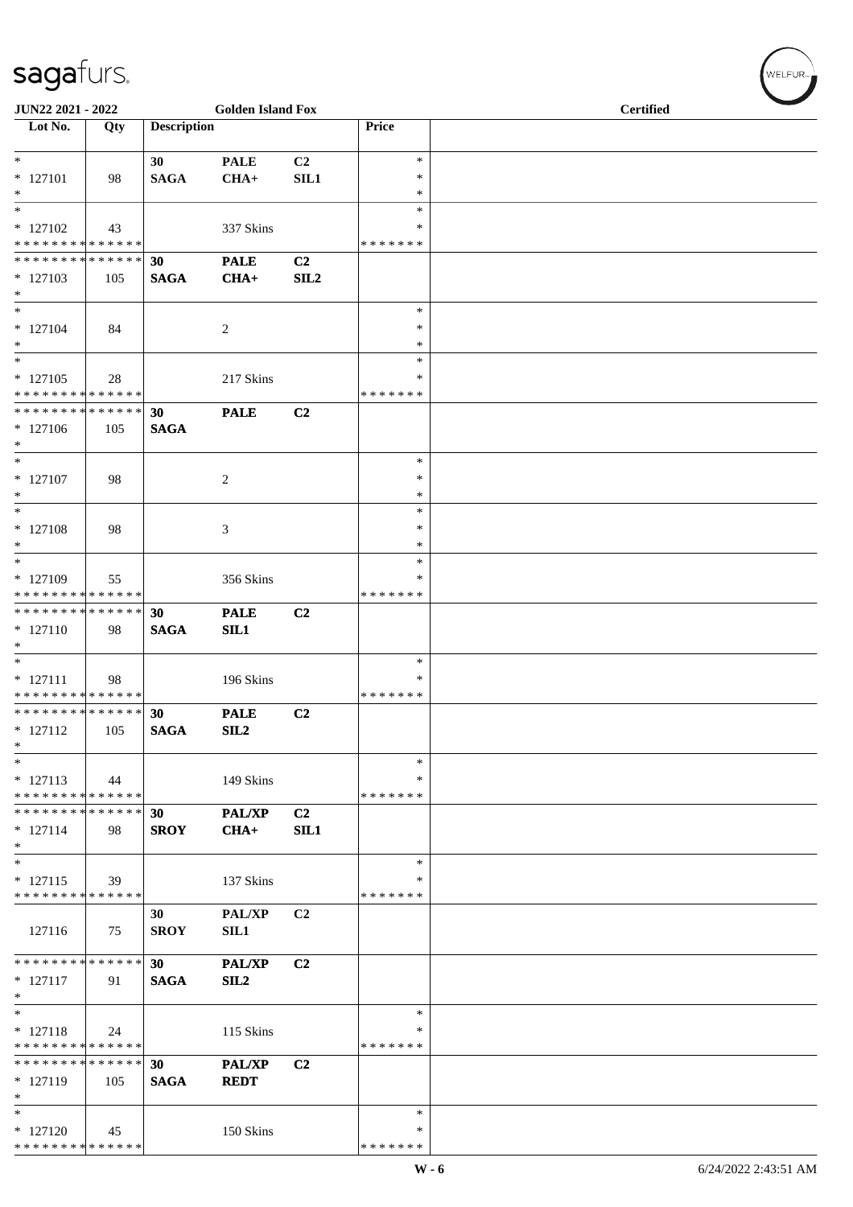JUN22 2021 - 2022 — Golden Island Fox — Certified

| Lot No. | Qty | Description | | | Price | |
|---|---|---|---|---|---|---|
| * | | 30 | PALE | C2 | * | |
| * 127101 | 98 | SAGA | CHA+ | SIL1 | * | |
| * | | | | | * | |
| * | | | | | * | |
| * 127102 | 43 | | 337 Skins | | * | |
| * * * * * * * * * * * * * * | | | | | * * * * * * * | |
| * * * * * * * * * * * * * * | | 30 | PALE | C2 | | |
| * 127103 | 105 | SAGA | CHA+ | SIL2 | | |
| * | | | | | | |
| * | | | | | * | |
| * 127104 | 84 | | 2 | | * | |
| * | | | | | * | |
| * | | | | | * | |
| * 127105 | 28 | | 217 Skins | | * | |
| * * * * * * * * * * * * * * | | | | | * * * * * * * | |
| * * * * * * * * * * * * * * | | 30 | PALE | C2 | | |
| * 127106 | 105 | SAGA | | | | |
| * | | | | | | |
| * | | | | | * | |
| * 127107 | 98 | | 2 | | * | |
| * | | | | | * | |
| * | | | | | * | |
| * 127108 | 98 | | 3 | | * | |
| * | | | | | * | |
| * | | | | | * | |
| * 127109 | 55 | | 356 Skins | | * | |
| * * * * * * * * * * * * * * | | | | | * * * * * * * | |
| * * * * * * * * * * * * * * | | 30 | PALE | C2 | | |
| * 127110 | 98 | SAGA | SIL1 | | | |
| * | | | | | | |
| * | | | | | * | |
| * 127111 | 98 | | 196 Skins | | * | |
| * * * * * * * * * * * * * * | | | | | * * * * * * * | |
| * * * * * * * * * * * * * * | | 30 | PALE | C2 | | |
| * 127112 | 105 | SAGA | SIL2 | | | |
| * | | | | | | |
| * | | | | | * | |
| * 127113 | 44 | | 149 Skins | | * | |
| * * * * * * * * * * * * * * | | | | | * * * * * * * | |
| * * * * * * * * * * * * * * | | 30 | PAL/XP | C2 | | |
| * 127114 | 98 | SROY | CHA+ | SIL1 | | |
| * | | | | | | |
| * | | | | | * | |
| * 127115 | 39 | | 137 Skins | | * | |
| * * * * * * * * * * * * * * | | | | | * * * * * * * | |
| | | 30 | PAL/XP | C2 | | |
| 127116 | 75 | SROY | SIL1 | | | |
| * * * * * * * * * * * * * * | | 30 | PAL/XP | C2 | | |
| * 127117 | 91 | SAGA | SIL2 | | | |
| * | | | | | | |
| * | | | | | * | |
| * 127118 | 24 | | 115 Skins | | * | |
| * * * * * * * * * * * * * * | | | | | * * * * * * * | |
| * * * * * * * * * * * * * * | | 30 | PAL/XP | C2 | | |
| * 127119 | 105 | SAGA | REDT | | | |
| * | | | | | | |
| * | | | | | * | |
| * 127120 | 45 | | 150 Skins | | * | |
| * * * * * * * * * * * * * * | | | | | * * * * * * * | |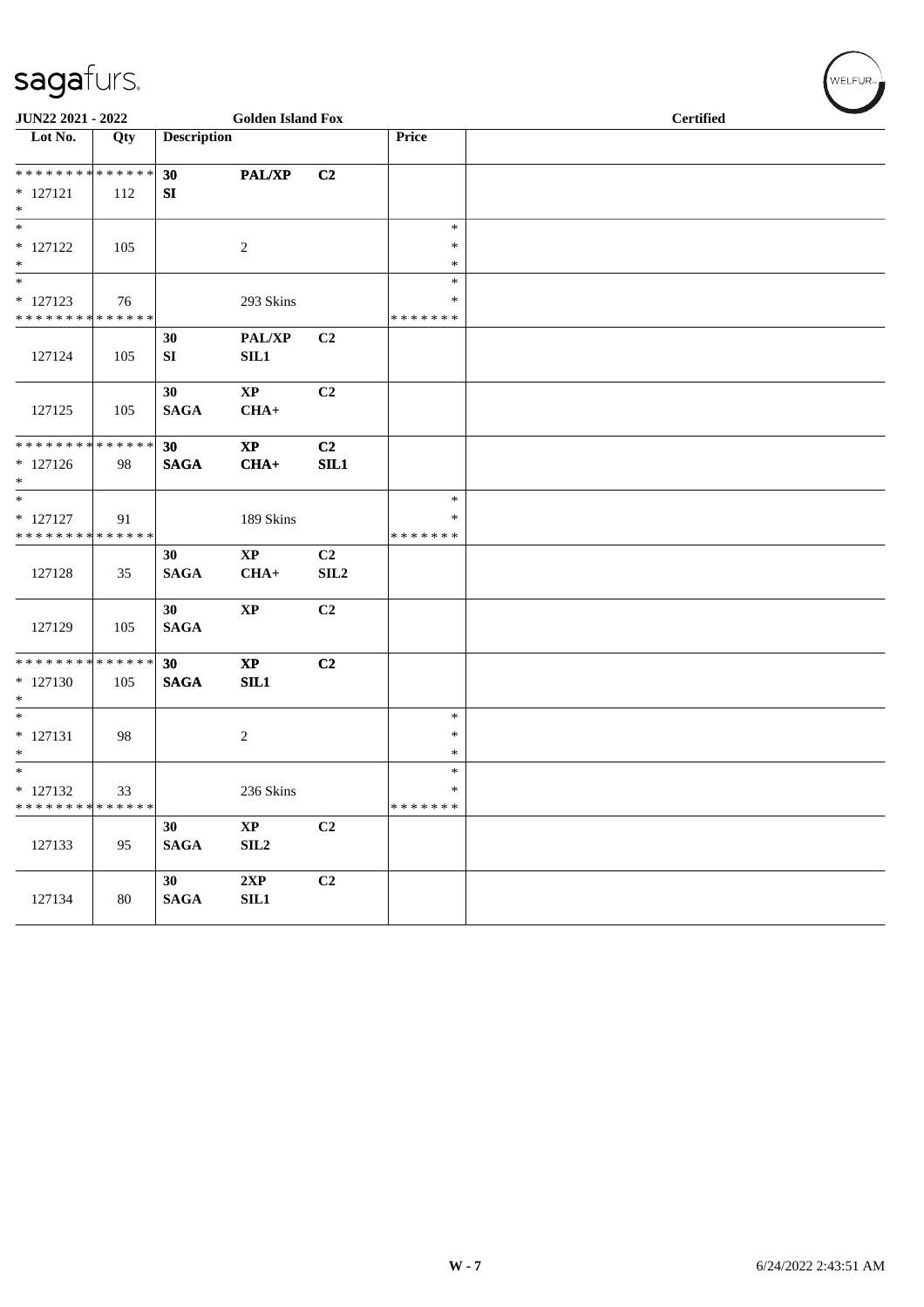JUN22 2021 - 2022 | Golden Island Fox | Certified

| Lot No. | Qty | Description | | | Price | |
|---|---|---|---|---|---|---|
| * * * * * * * * * * * * * * | | 30 | PAL/XP | C2 | | |
| * 127121 | 112 | SI | | | | |
| * | | | | | | |
| * | | | | | * | |
| * 127122 | 105 | | 2 | | * | |
| * | | | | | * | |
| * | | | | | * | |
| * 127123 | 76 | | 293 Skins | | * | |
| * * * * * * * * * * * * * * | | | | | * * * * * * * | |
| | | 30 | PAL/XP | C2 | | |
| 127124 | 105 | SI | SIL1 | | | |
| | | 30 | XP | C2 | | |
| 127125 | 105 | SAGA | CHA+ | | | |
| * * * * * * * * * * * * * * | | 30 | XP | C2 | | |
| * 127126 | 98 | SAGA | CHA+ | SIL1 | | |
| * | | | | | | |
| * | | | | | * | |
| * 127127 | 91 | | 189 Skins | | * | |
| * * * * * * * * * * * * * * | | | | | * * * * * * * | |
| | | 30 | XP | C2 | | |
| 127128 | 35 | SAGA | CHA+ | SIL2 | | |
| | | 30 | XP | C2 | | |
| 127129 | 105 | SAGA | | | | |
| * * * * * * * * * * * * * * | | 30 | XP | C2 | | |
| * 127130 | 105 | SAGA | SIL1 | | | |
| * | | | | | | |
| * | | | | | * | |
| * 127131 | 98 | | 2 | | * | |
| * | | | | | * | |
| * | | | | | * | |
| * 127132 | 33 | | 236 Skins | | * | |
| * * * * * * * * * * * * * * | | | | | * * * * * * * | |
| | | 30 | XP | C2 | | |
| 127133 | 95 | SAGA | SIL2 | | | |
| | | 30 | 2XP | C2 | | |
| 127134 | 80 | SAGA | SIL1 | | | |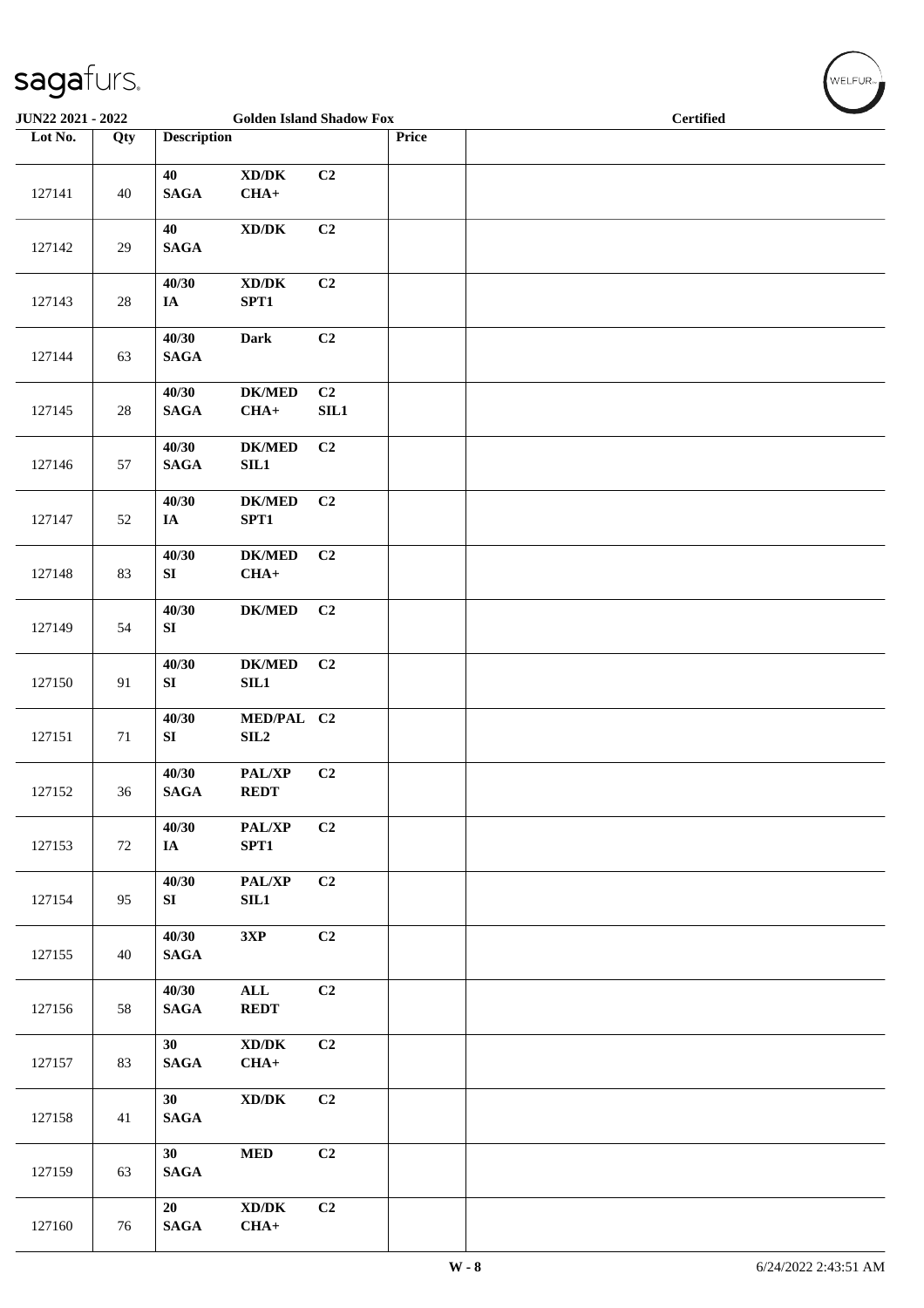JUN22 2021 - 2022 | Golden Island Shadow Fox | Certified

| Lot No. | Qty | Description | | | Price | |
|---|---|---|---|---|---|---|
| 127141 | 40 | 40 SAGA | XD/DK CHA+ | C2 | | |
| 127142 | 29 | 40 SAGA | XD/DK | C2 | | |
| 127143 | 28 | 40/30 IA | XD/DK SPT1 | C2 | | |
| 127144 | 63 | 40/30 SAGA | Dark | C2 | | |
| 127145 | 28 | 40/30 SAGA | DK/MED CHA+ | C2 SIL1 | | |
| 127146 | 57 | 40/30 SAGA | DK/MED SIL1 | C2 | | |
| 127147 | 52 | 40/30 IA | DK/MED SPT1 | C2 | | |
| 127148 | 83 | 40/30 SI | DK/MED CHA+ | C2 | | |
| 127149 | 54 | 40/30 SI | DK/MED | C2 | | |
| 127150 | 91 | 40/30 SI | DK/MED SIL1 | C2 | | |
| 127151 | 71 | 40/30 SI | MED/PAL SIL2 | C2 | | |
| 127152 | 36 | 40/30 SAGA | PAL/XP REDT | C2 | | |
| 127153 | 72 | 40/30 IA | PAL/XP SPT1 | C2 | | |
| 127154 | 95 | 40/30 SI | PAL/XP SIL1 | C2 | | |
| 127155 | 40 | 40/30 SAGA | 3XP | C2 | | |
| 127156 | 58 | 40/30 SAGA | ALL REDT | C2 | | |
| 127157 | 83 | 30 SAGA | XD/DK CHA+ | C2 | | |
| 127158 | 41 | 30 SAGA | XD/DK | C2 | | |
| 127159 | 63 | 30 SAGA | MED | C2 | | |
| 127160 | 76 | 20 SAGA | XD/DK CHA+ | C2 | | |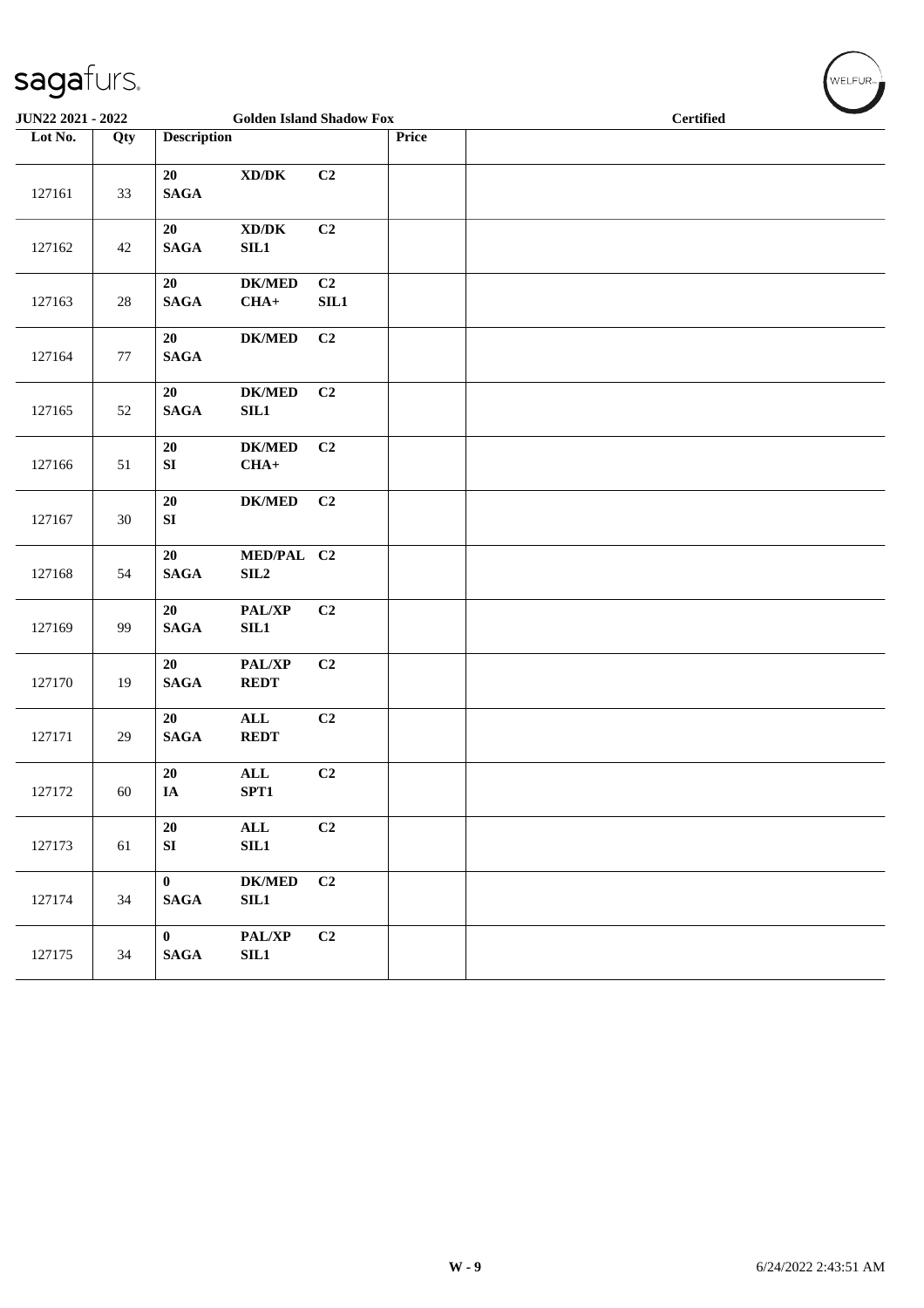sagafurs.

JUN22 2021 - 2022 Golden Island Shadow Fox Certified

| Lot No. | Qty | Description | | | Price | |
|---|---|---|---|---|---|---|
| 127161 | 33 | 20 SAGA | XD/DK | C2 | | |
| 127162 | 42 | 20 SAGA | XD/DK SIL1 | C2 | | |
| 127163 | 28 | 20 SAGA | DK/MED CHA+ | C2 SIL1 | | |
| 127164 | 77 | 20 SAGA | DK/MED | C2 | | |
| 127165 | 52 | 20 SAGA | DK/MED SIL1 | C2 | | |
| 127166 | 51 | 20 SI | DK/MED CHA+ | C2 | | |
| 127167 | 30 | 20 SI | DK/MED | C2 | | |
| 127168 | 54 | 20 SAGA | MED/PAL SIL2 | C2 | | |
| 127169 | 99 | 20 SAGA | PAL/XP SIL1 | C2 | | |
| 127170 | 19 | 20 SAGA | PAL/XP REDT | C2 | | |
| 127171 | 29 | 20 SAGA | ALL REDT | C2 | | |
| 127172 | 60 | 20 IA | ALL SPT1 | C2 | | |
| 127173 | 61 | 20 SI | ALL SIL1 | C2 | | |
| 127174 | 34 | 0 SAGA | DK/MED SIL1 | C2 | | |
| 127175 | 34 | 0 SAGA | PAL/XP SIL1 | C2 | | |

6/24/2022 2:43:51 AM